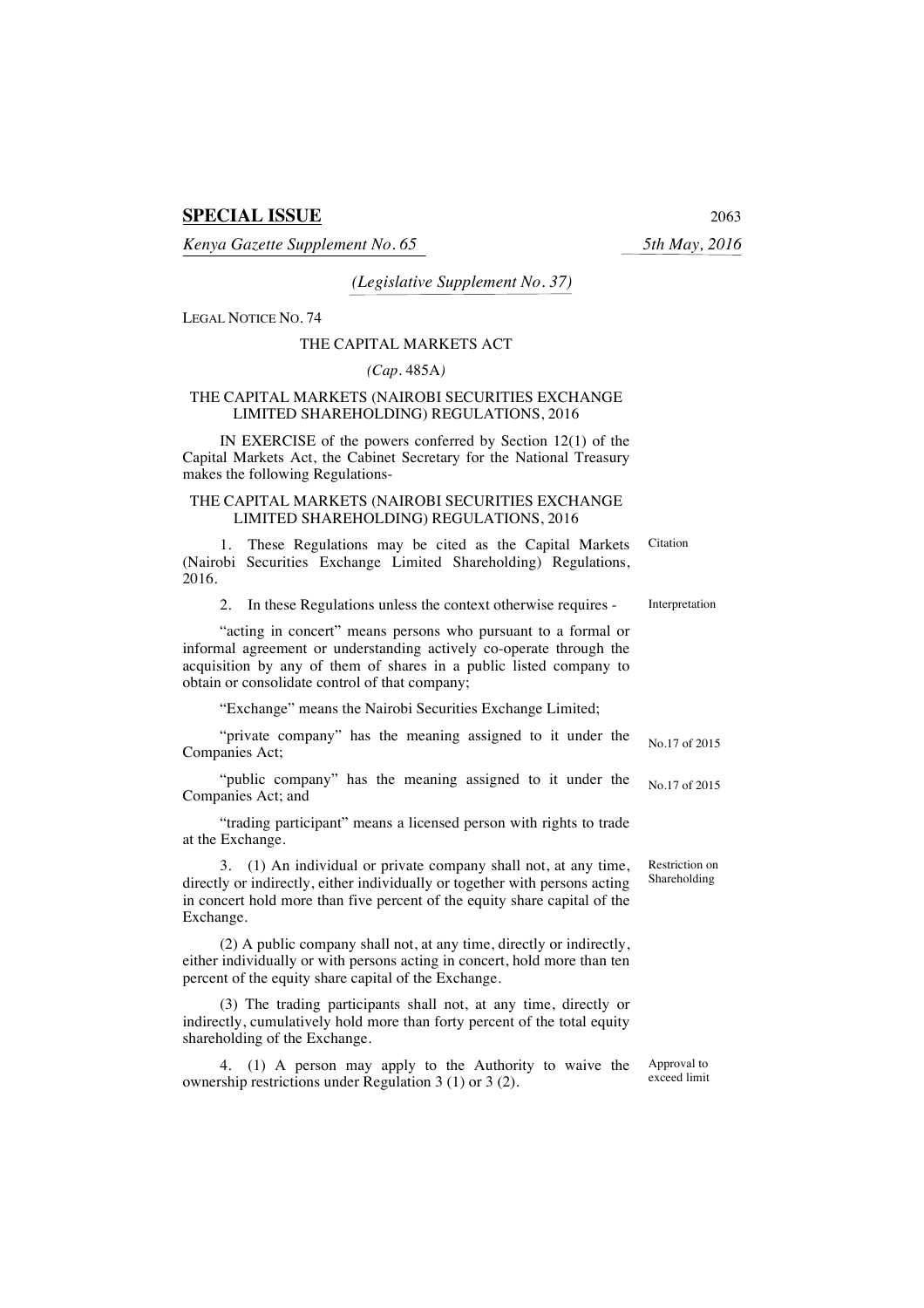**SPECIAL ISSUE**

*Kenya Gazette Supplement No. 65* *5th May, 2016*

*(Legislative Supplement No. 37)*

LEGAL NOTICE NO. 74

THE CAPITAL MARKETS ACT

*(Cap.* 485A*)*

THE CAPITAL MARKETS (NAIROBI SECURITIES EXCHANGE LIMITED SHAREHOLDING) REGULATIONS, 2016

IN EXERCISE of the powers conferred by Section 12(1) of the Capital Markets Act, the Cabinet Secretary for the National Treasury makes the following Regulations-

THE CAPITAL MARKETS (NAIROBI SECURITIES EXCHANGE LIMITED SHAREHOLDING) REGULATIONS, 2016

Citation

1. These Regulations may be cited as the Capital Markets (Nairobi Securities Exchange Limited Shareholding) Regulations, 2016.

Interpretation

2. In these Regulations unless the context otherwise requires -

"acting in concert" means persons who pursuant to a formal or informal agreement or understanding actively co-operate through the acquisition by any of them of shares in a public listed company to obtain or consolidate control of that company;

"Exchange" means the Nairobi Securities Exchange Limited;

"private company" has the meaning assigned to it under the Companies Act; No.17 of 2015

"public company" has the meaning assigned to it under the Companies Act; and No.17 of 2015

"trading participant" means a licensed person with rights to trade at the Exchange.

Restriction on Shareholding

3. (1) An individual or private company shall not, at any time, directly or indirectly, either individually or together with persons acting in concert hold more than five percent of the equity share capital of the Exchange.

(2) A public company shall not, at any time, directly or indirectly, either individually or with persons acting in concert, hold more than ten percent of the equity share capital of the Exchange.

(3) The trading participants shall not, at any time, directly or indirectly, cumulatively hold more than forty percent of the total equity shareholding of the Exchange.

Approval to exceed limit

4. (1) A person may apply to the Authority to waive the ownership restrictions under Regulation 3 (1) or 3 (2).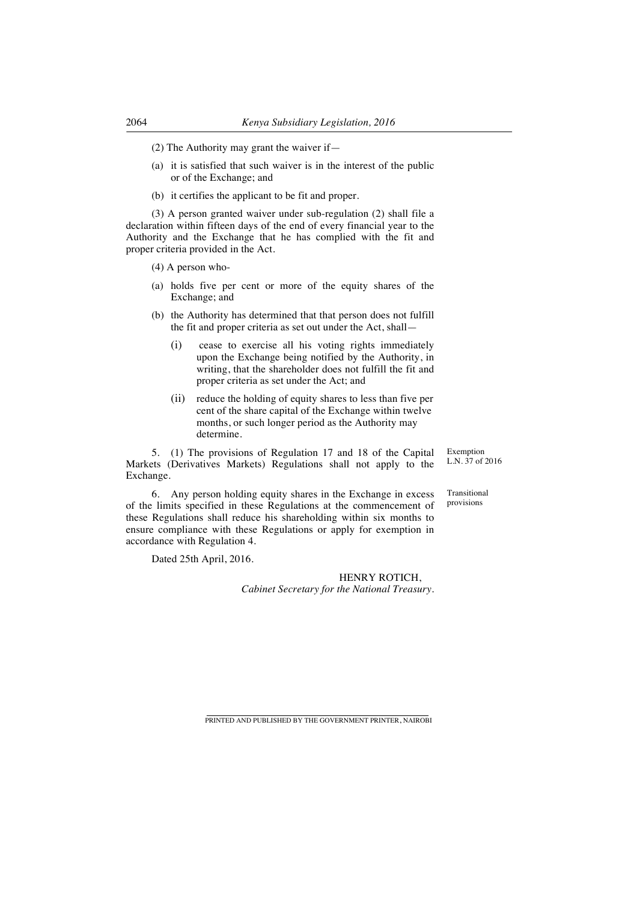(2) The Authority may grant the waiver if—

(a) it is satisfied that such waiver is in the interest of the public or of the Exchange; and

(b) it certifies the applicant to be fit and proper.

(3) A person granted waiver under sub-regulation (2) shall file a declaration within fifteen days of the end of every financial year to the Authority and the Exchange that he has complied with the fit and proper criteria provided in the Act.

(4) A person who-

(a) holds five per cent or more of the equity shares of the Exchange; and

(b) the Authority has determined that that person does not fulfill the fit and proper criteria as set out under the Act, shall—

(i) cease to exercise all his voting rights immediately upon the Exchange being notified by the Authority, in writing, that the shareholder does not fulfill the fit and proper criteria as set under the Act; and

(ii) reduce the holding of equity shares to less than five per cent of the share capital of the Exchange within twelve months, or such longer period as the Authority may determine.

Exemption
L.N. 37 of 2016

5. (1) The provisions of Regulation 17 and 18 of the Capital Markets (Derivatives Markets) Regulations shall not apply to the Exchange.

Transitional provisions

6. Any person holding equity shares in the Exchange in excess of the limits specified in these Regulations at the commencement of these Regulations shall reduce his shareholding within six months to ensure compliance with these Regulations or apply for exemption in accordance with Regulation 4.

Dated 25th April, 2016.

HENRY ROTICH,
*Cabinet Secretary for the National Treasury.*

PRINTED AND PUBLISHED BY THE GOVERNMENT PRINTER, NAIROBI